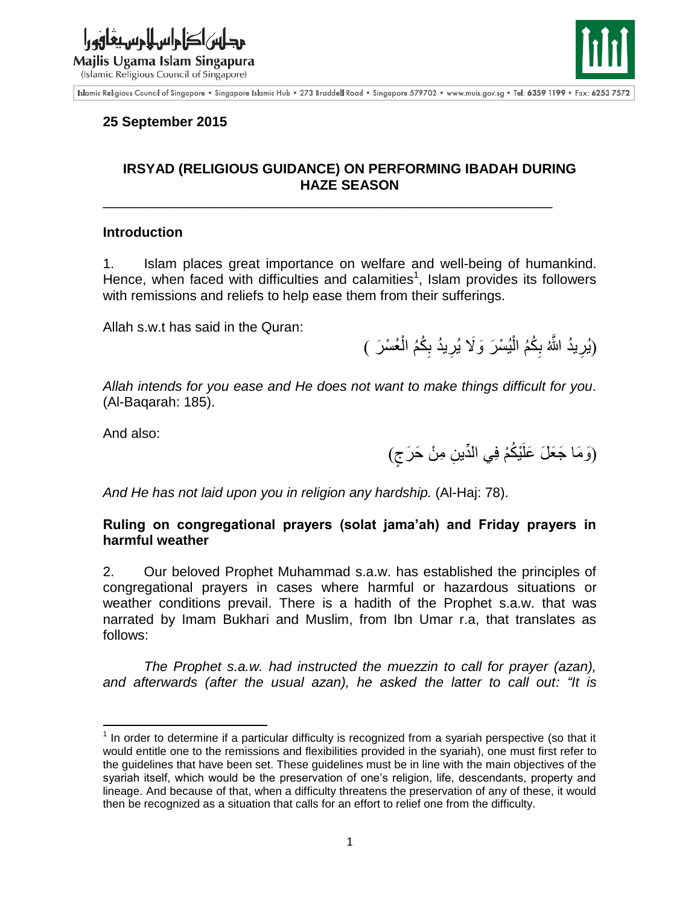**25 September 2015**

## IRSYAD (RELIGIOUS GUIDANCE) ON PERFORMING IBADAH DURING HAZE SEASON

### Introduction

1. Islam places great importance on welfare and well-being of humankind. Hence, when faced with difficulties and calamities[1], Islam provides its followers with remissions and reliefs to help ease them from their sufferings.

Allah s.w.t has said in the Quran:

(يُرِيدُ اللَّهُ بِكُمُ الْيُسْرَ وَلَا يُرِيدُ بِكُمُ الْعُسْرَ )

*Allah intends for you ease and He does not want to make things difficult for you.* (Al-Baqarah: 185).

And also:

(وَمَا جَعَلَ عَلَيْكُمْ فِي الدِّينِ مِنْ حَرَجٍ)

*And He has not laid upon you in religion any hardship.* (Al-Haj: 78).

### Ruling on congregational prayers (solat jama'ah) and Friday prayers in harmful weather

2. Our beloved Prophet Muhammad s.a.w. has established the principles of congregational prayers in cases where harmful or hazardous situations or weather conditions prevail. There is a hadith of the Prophet s.a.w. that was narrated by Imam Bukhari and Muslim, from Ibn Umar r.a, that translates as follows:

*The Prophet s.a.w. had instructed the muezzin to call for prayer (azan), and afterwards (after the usual azan), he asked the latter to call out: "It is*

[1] In order to determine if a particular difficulty is recognized from a syariah perspective (so that it would entitle one to the remissions and flexibilities provided in the syariah), one must first refer to the guidelines that have been set. These guidelines must be in line with the main objectives of the syariah itself, which would be the preservation of one's religion, life, descendants, property and lineage. And because of that, when a difficulty threatens the preservation of any of these, it would then be recognized as a situation that calls for an effort to relief one from the difficulty.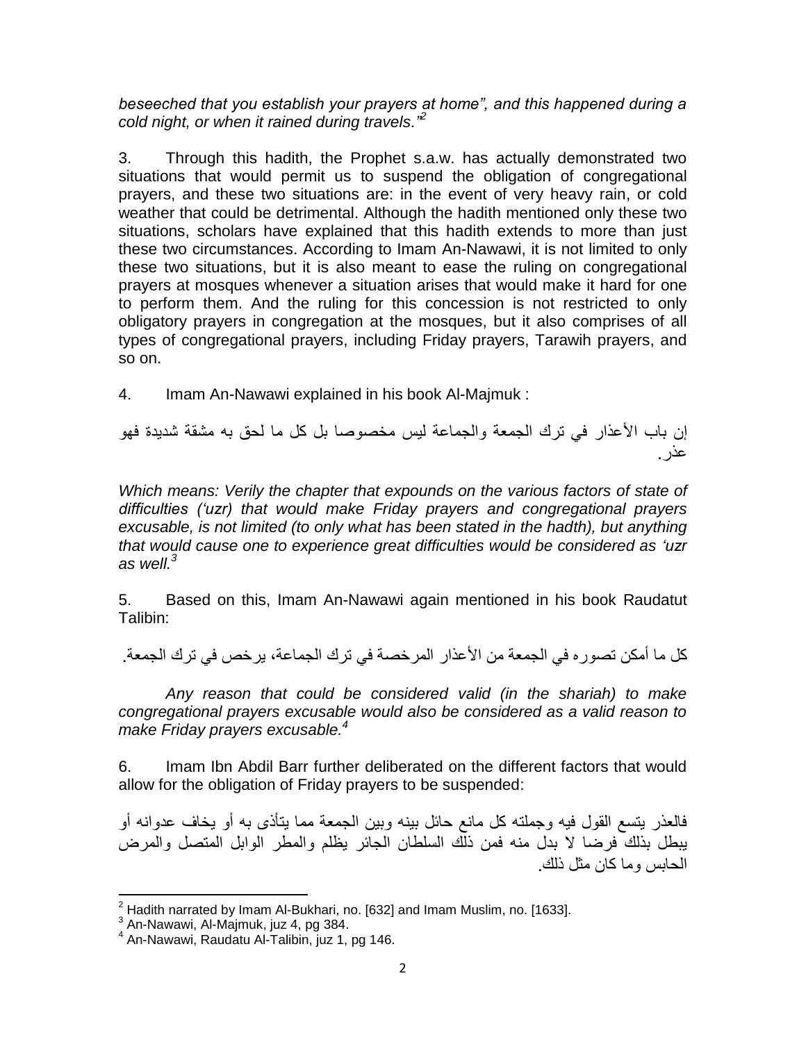*beseeched that you establish your prayers at home", and this happened during a cold night, or when it rained during travels."*[2]

3. Through this hadith, the Prophet s.a.w. has actually demonstrated two situations that would permit us to suspend the obligation of congregational prayers, and these two situations are: in the event of very heavy rain, or cold weather that could be detrimental. Although the hadith mentioned only these two situations, scholars have explained that this hadith extends to more than just these two circumstances. According to Imam An-Nawawi, it is not limited to only these two situations, but it is also meant to ease the ruling on congregational prayers at mosques whenever a situation arises that would make it hard for one to perform them. And the ruling for this concession is not restricted to only obligatory prayers in congregation at the mosques, but it also comprises of all types of congregational prayers, including Friday prayers, Tarawih prayers, and so on.

4. Imam An-Nawawi explained in his book Al-Majmuk :

إن باب الأعذار في ترك الجمعة والجماعة ليس مخصوصا بل كل ما لحق به مشقة شديدة فهو عذر.

*Which means: Verily the chapter that expounds on the various factors of state of difficulties ('uzr) that would make Friday prayers and congregational prayers excusable, is not limited (to only what has been stated in the hadth), but anything that would cause one to experience great difficulties would be considered as 'uzr as well.*[3]

5. Based on this, Imam An-Nawawi again mentioned in his book Raudatut Talibin:

كل ما أمكن تصوره في الجمعة من الأعذار المرخصة في ترك الجماعة، يرخص في ترك الجمعة.

*Any reason that could be considered valid (in the shariah) to make congregational prayers excusable would also be considered as a valid reason to make Friday prayers excusable.*[4]

6. Imam Ibn Abdil Barr further deliberated on the different factors that would allow for the obligation of Friday prayers to be suspended:

فالعذر يتسع القول فيه وجملته كل مانع حائل بينه وبين الجمعة مما يتأذى به أو يخاف عدوانه أو يبطل بذلك فرضا لا بدل منه فمن ذلك السلطان الجائر يظلم والمطر الوابل المتصل والمرض الحابس وما كان مثل ذلك.

---

[2] Hadith narrated by Imam Al-Bukhari, no. [632] and Imam Muslim, no. [1633].

[3] An-Nawawi, Al-Majmuk, juz 4, pg 384.

[4] An-Nawawi, Raudatu Al-Talibin, juz 1, pg 146.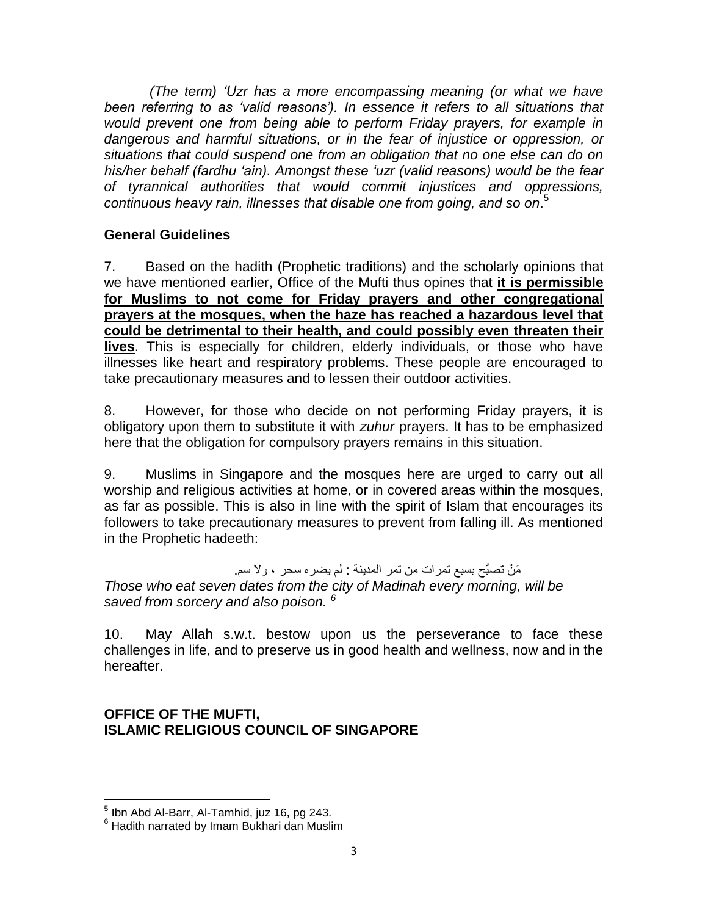*(The term) 'Uzr has a more encompassing meaning (or what we have been referring to as 'valid reasons'). In essence it refers to all situations that would prevent one from being able to perform Friday prayers, for example in dangerous and harmful situations, or in the fear of injustice or oppression, or situations that could suspend one from an obligation that no one else can do on his/her behalf (fardhu 'ain). Amongst these 'uzr (valid reasons) would be the fear of tyrannical authorities that would commit injustices and oppressions, continuous heavy rain, illnesses that disable one from going, and so on*.[5]

### General Guidelines

7. Based on the hadith (Prophetic traditions) and the scholarly opinions that we have mentioned earlier, Office of the Mufti thus opines that **it is permissible for Muslims to not come for Friday prayers and other congregational prayers at the mosques, when the haze has reached a hazardous level that could be detrimental to their health, and could possibly even threaten their lives**. This is especially for children, elderly individuals, or those who have illnesses like heart and respiratory problems. These people are encouraged to take precautionary measures and to lessen their outdoor activities.

8. However, for those who decide on not performing Friday prayers, it is obligatory upon them to substitute it with *zuhur* prayers. It has to be emphasized here that the obligation for compulsory prayers remains in this situation.

9. Muslims in Singapore and the mosques here are urged to carry out all worship and religious activities at home, or in covered areas within the mosques, as far as possible. This is also in line with the spirit of Islam that encourages its followers to take precautionary measures to prevent from falling ill. As mentioned in the Prophetic hadeeth:

مَنْ تصبَّح بسبع تمرات من تمر المدينة : لم يضره سحر ، ولا سم.

*Those who eat seven dates from the city of Madinah every morning, will be saved from sorcery and also poison.* [6]

10. May Allah s.w.t. bestow upon us the perseverance to face these challenges in life, and to preserve us in good health and wellness, now and in the hereafter.

**OFFICE OF THE MUFTI,**
**ISLAMIC RELIGIOUS COUNCIL OF SINGAPORE**

---

[5] Ibn Abd Al-Barr, Al-Tamhid, juz 16, pg 243.

[6] Hadith narrated by Imam Bukhari dan Muslim